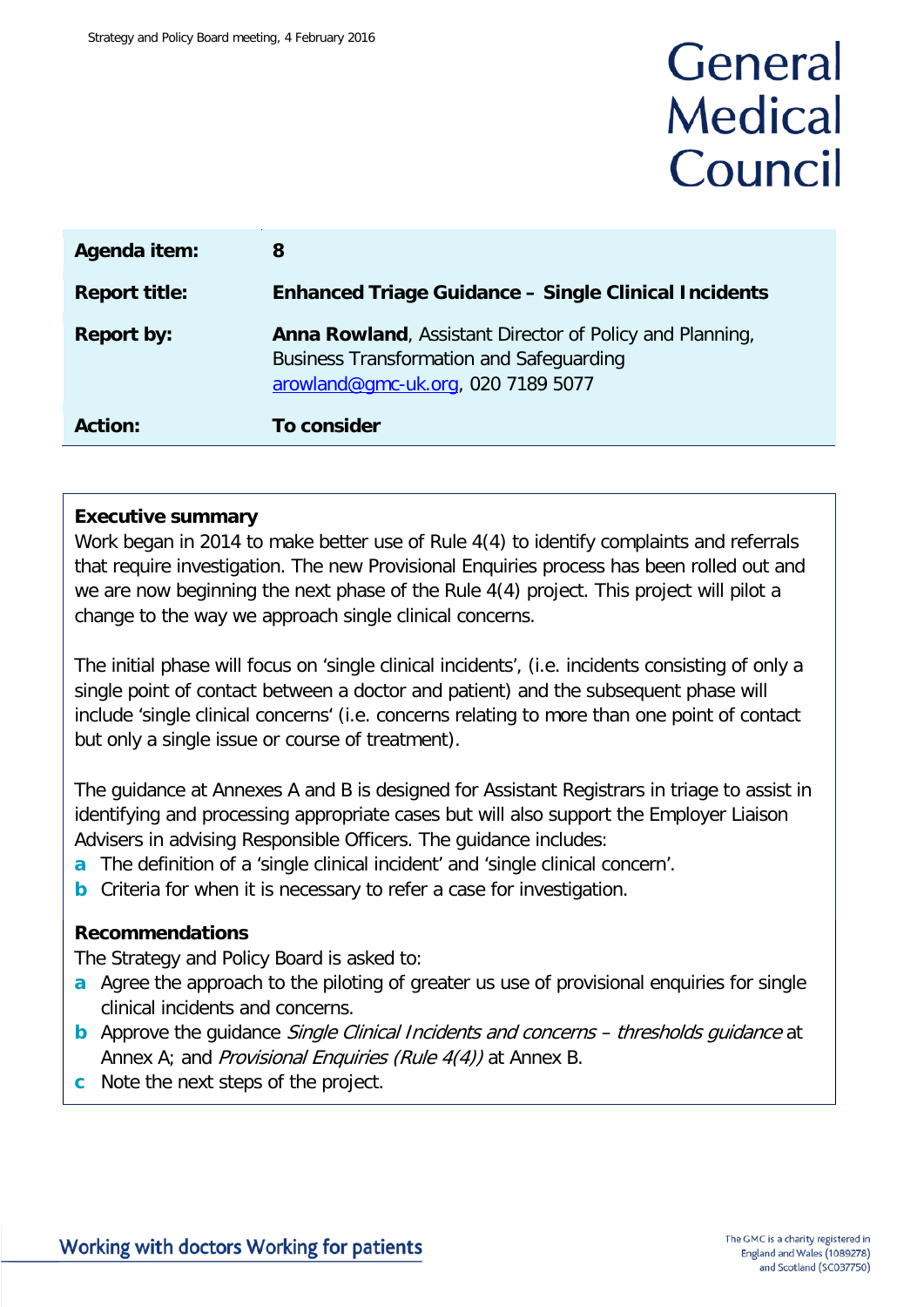Strategy and Policy Board meeting, 4 February 2016

# General Medical Council

| | |
|---|---|
| **Agenda item:** | **8** |
| **Report title:** | **Enhanced Triage Guidance – Single Clinical Incidents** |
| **Report by:** | **Anna Rowland**, Assistant Director of Policy and Planning, Business Transformation and Safeguarding<br>arowland@gmc-uk.org, 020 7189 5077 |
| **Action:** | **To consider** |

## Executive summary

Work began in 2014 to make better use of Rule 4(4) to identify complaints and referrals that require investigation. The new Provisional Enquiries process has been rolled out and we are now beginning the next phase of the Rule 4(4) project. This project will pilot a change to the way we approach single clinical concerns.

The initial phase will focus on 'single clinical incidents', (i.e. incidents consisting of only a single point of contact between a doctor and patient) and the subsequent phase will include 'single clinical concerns' (i.e. concerns relating to more than one point of contact but only a single issue or course of treatment).

The guidance at Annexes A and B is designed for Assistant Registrars in triage to assist in identifying and processing appropriate cases but will also support the Employer Liaison Advisers in advising Responsible Officers. The guidance includes:

- **a** The definition of a 'single clinical incident' and 'single clinical concern'.
- **b** Criteria for when it is necessary to refer a case for investigation.

## Recommendations

The Strategy and Policy Board is asked to:

- **a** Agree the approach to the piloting of greater us use of provisional enquiries for single clinical incidents and concerns.
- **b** Approve the guidance *Single Clinical Incidents and concerns – thresholds guidance* at Annex A; and *Provisional Enquiries (Rule 4(4))* at Annex B.
- **c** Note the next steps of the project.

Working with doctors Working for patients

The GMC is a charity registered in England and Wales (1089278) and Scotland (SC037750)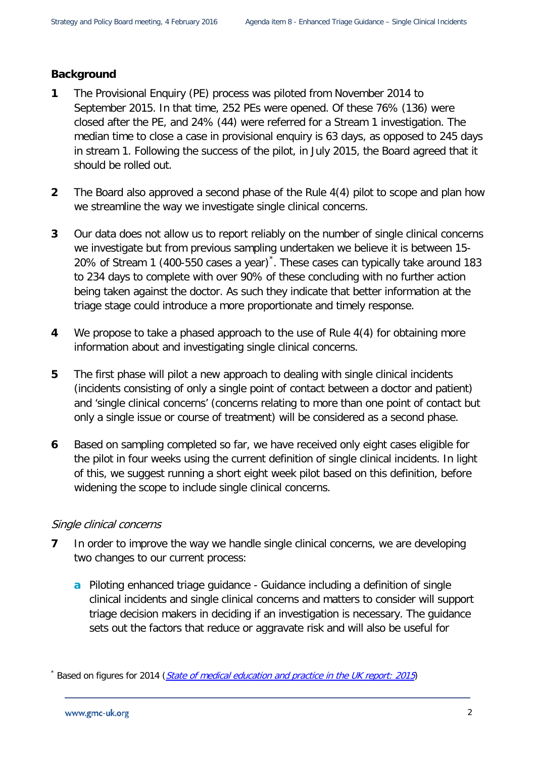## Background

1 The Provisional Enquiry (PE) process was piloted from November 2014 to September 2015. In that time, 252 PEs were opened. Of these 76% (136) were closed after the PE, and 24% (44) were referred for a Stream 1 investigation. The median time to close a case in provisional enquiry is 63 days, as opposed to 245 days in stream 1. Following the success of the pilot, in July 2015, the Board agreed that it should be rolled out.

2 The Board also approved a second phase of the Rule 4(4) pilot to scope and plan how we streamline the way we investigate single clinical concerns.

3 Our data does not allow us to report reliably on the number of single clinical concerns we investigate but from previous sampling undertaken we believe it is between 15-20% of Stream 1 (400-550 cases a year)*. These cases can typically take around 183 to 234 days to complete with over 90% of these concluding with no further action being taken against the doctor. As such they indicate that better information at the triage stage could introduce a more proportionate and timely response.

4 We propose to take a phased approach to the use of Rule 4(4) for obtaining more information about and investigating single clinical concerns.

5 The first phase will pilot a new approach to dealing with single clinical incidents (incidents consisting of only a single point of contact between a doctor and patient) and 'single clinical concerns' (concerns relating to more than one point of contact but only a single issue or course of treatment) will be considered as a second phase.

6 Based on sampling completed so far, we have received only eight cases eligible for the pilot in four weeks using the current definition of single clinical incidents. In light of this, we suggest running a short eight week pilot based on this definition, before widening the scope to include single clinical concerns.

### *Single clinical concerns*

7 In order to improve the way we handle single clinical concerns, we are developing two changes to our current process:

   a Piloting enhanced triage guidance - Guidance including a definition of single clinical incidents and single clinical concerns and matters to consider will support triage decision makers in deciding if an investigation is necessary. The guidance sets out the factors that reduce or aggravate risk and will also be useful for

* Based on figures for 2014 (*State of medical education and practice in the UK report: 2015*)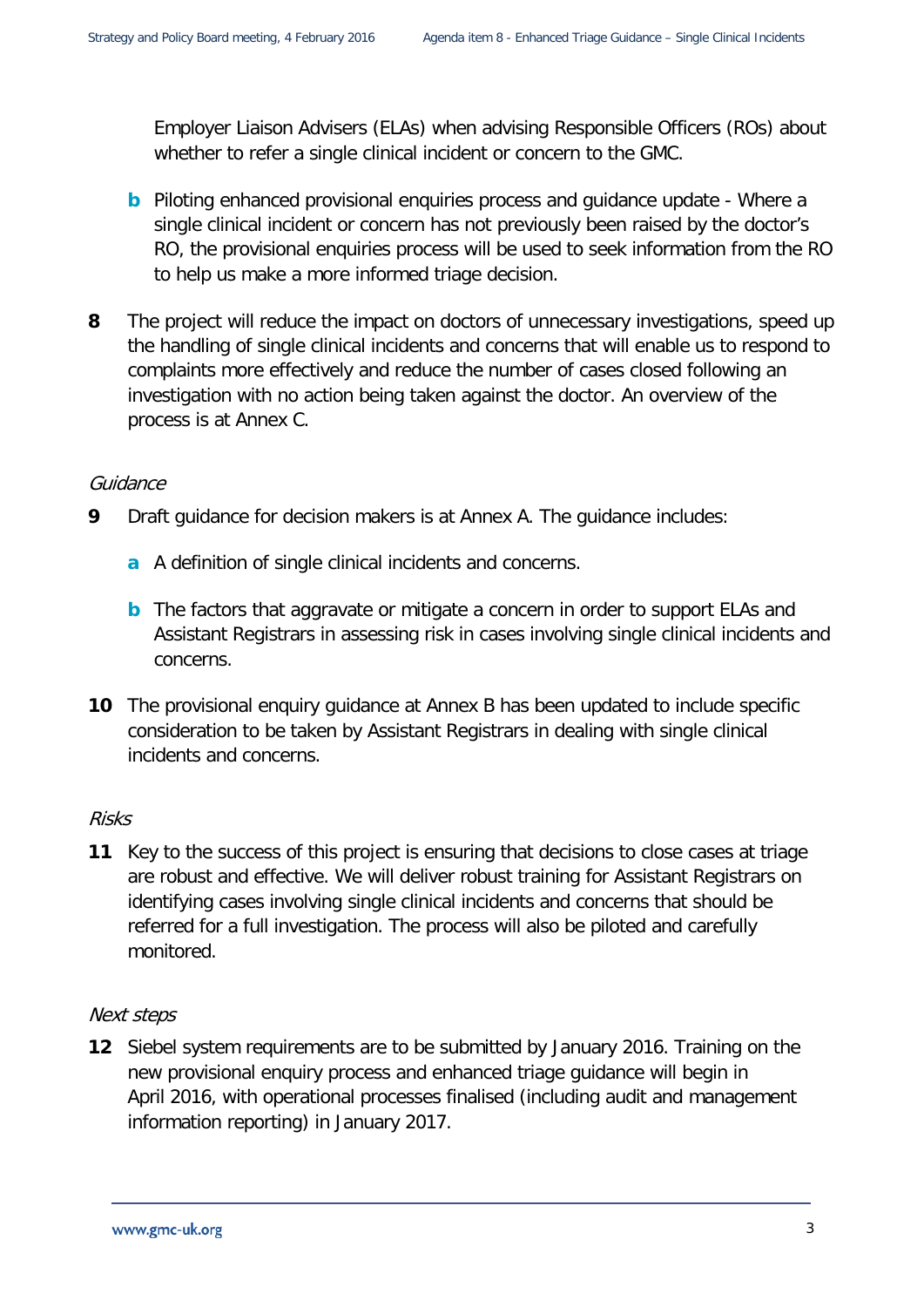Employer Liaison Advisers (ELAs) when advising Responsible Officers (ROs) about whether to refer a single clinical incident or concern to the GMC.

**b** Piloting enhanced provisional enquiries process and guidance update - Where a single clinical incident or concern has not previously been raised by the doctor's RO, the provisional enquiries process will be used to seek information from the RO to help us make a more informed triage decision.

**8** The project will reduce the impact on doctors of unnecessary investigations, speed up the handling of single clinical incidents and concerns that will enable us to respond to complaints more effectively and reduce the number of cases closed following an investigation with no action being taken against the doctor. An overview of the process is at Annex C.

*Guidance*

**9** Draft guidance for decision makers is at Annex A. The guidance includes:

**a** A definition of single clinical incidents and concerns.

**b** The factors that aggravate or mitigate a concern in order to support ELAs and Assistant Registrars in assessing risk in cases involving single clinical incidents and concerns.

**10** The provisional enquiry guidance at Annex B has been updated to include specific consideration to be taken by Assistant Registrars in dealing with single clinical incidents and concerns.

*Risks*

**11** Key to the success of this project is ensuring that decisions to close cases at triage are robust and effective. We will deliver robust training for Assistant Registrars on identifying cases involving single clinical incidents and concerns that should be referred for a full investigation. The process will also be piloted and carefully monitored.

*Next steps*

**12** Siebel system requirements are to be submitted by January 2016. Training on the new provisional enquiry process and enhanced triage guidance will begin in April 2016, with operational processes finalised (including audit and management information reporting) in January 2017.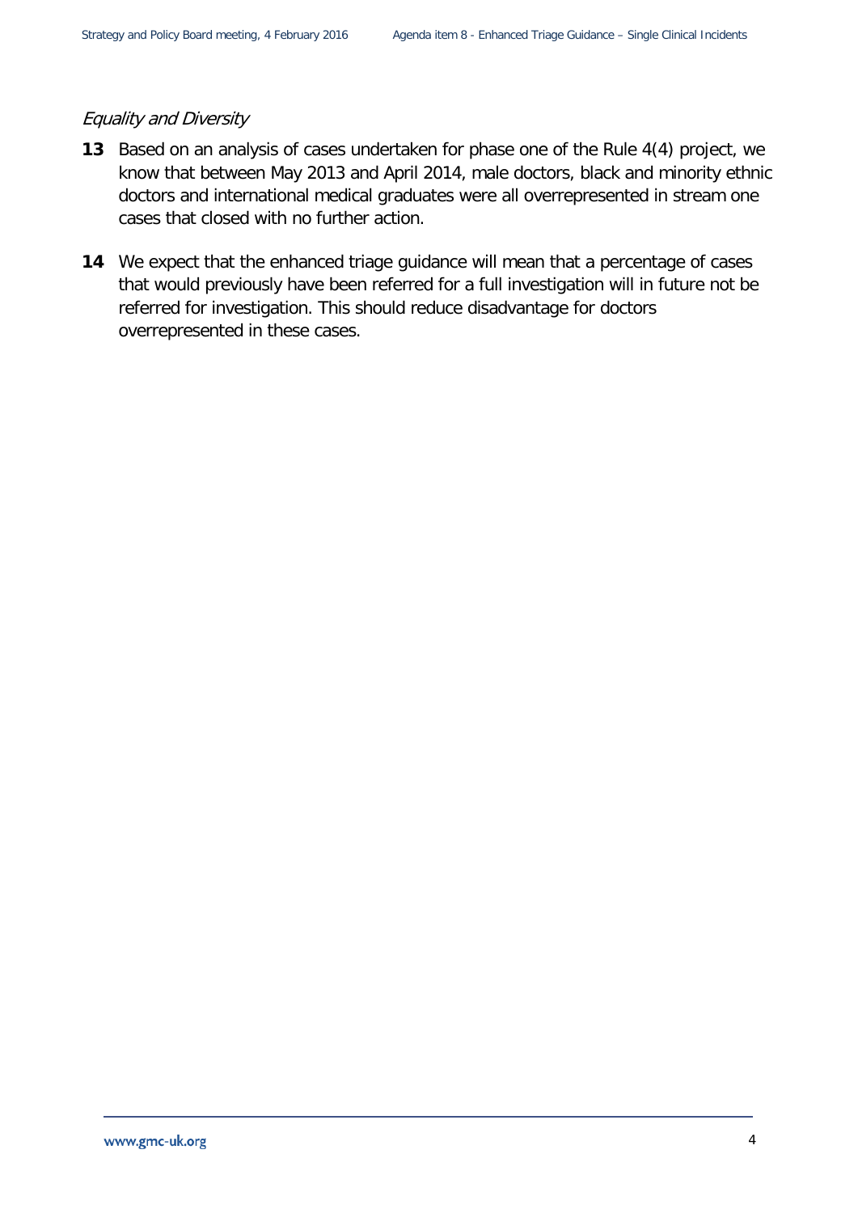*Equality and Diversity*

**13** Based on an analysis of cases undertaken for phase one of the Rule 4(4) project, we know that between May 2013 and April 2014, male doctors, black and minority ethnic doctors and international medical graduates were all overrepresented in stream one cases that closed with no further action.

**14** We expect that the enhanced triage guidance will mean that a percentage of cases that would previously have been referred for a full investigation will in future not be referred for investigation. This should reduce disadvantage for doctors overrepresented in these cases.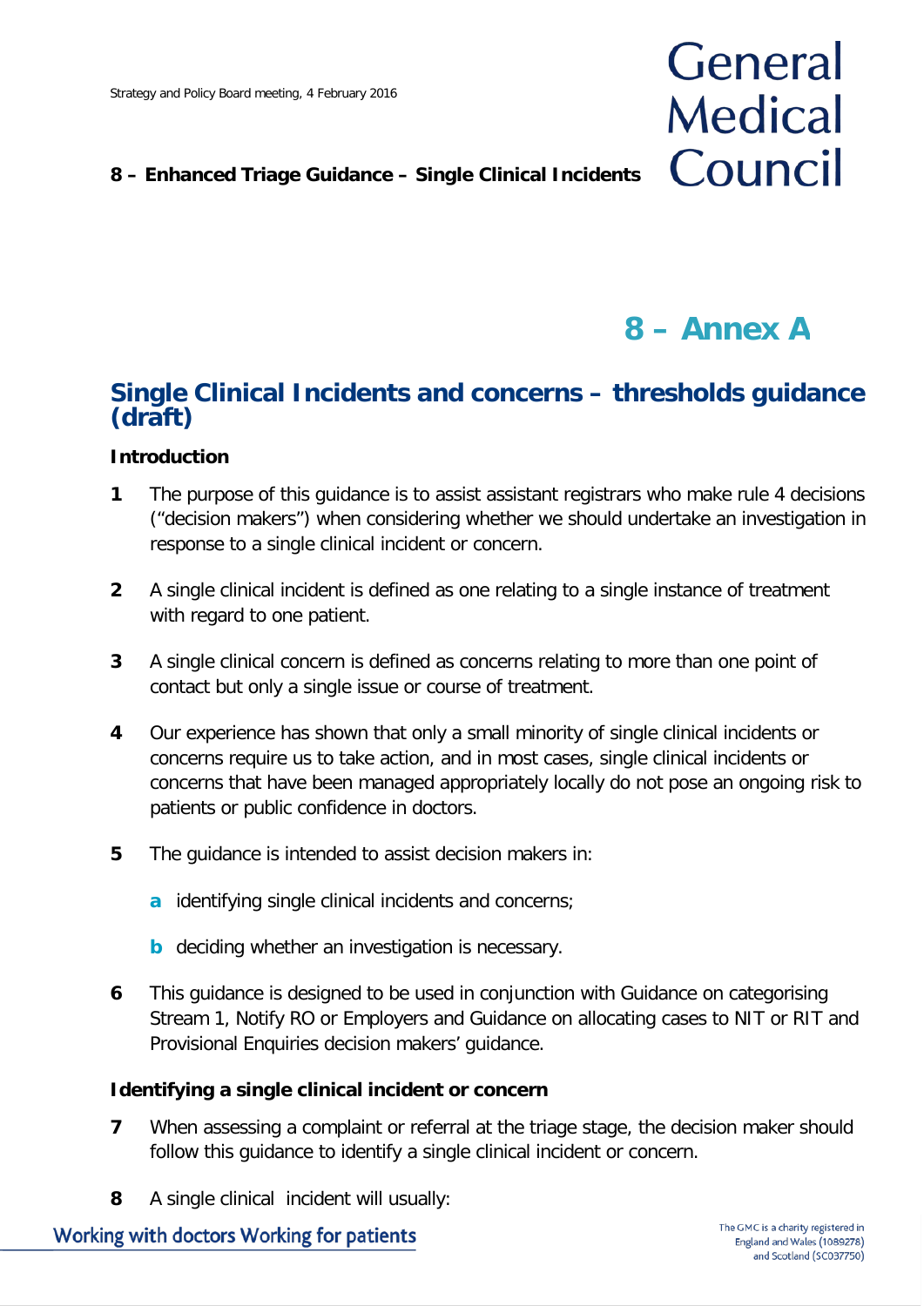## 8 – Annex A

# Single Clinical Incidents and concerns – thresholds guidance (draft)

### Introduction

**1** The purpose of this guidance is to assist assistant registrars who make rule 4 decisions ("decision makers") when considering whether we should undertake an investigation in response to a single clinical incident or concern.

**2** A single clinical incident is defined as one relating to a single instance of treatment with regard to one patient.

**3** A single clinical concern is defined as concerns relating to more than one point of contact but only a single issue or course of treatment.

**4** Our experience has shown that only a small minority of single clinical incidents or concerns require us to take action, and in most cases, single clinical incidents or concerns that have been managed appropriately locally do not pose an ongoing risk to patients or public confidence in doctors.

**5** The guidance is intended to assist decision makers in:

- **a** identifying single clinical incidents and concerns;
- **b** deciding whether an investigation is necessary.

**6** This guidance is designed to be used in conjunction with Guidance on categorising Stream 1, Notify RO or Employers and Guidance on allocating cases to NIT or RIT and Provisional Enquiries decision makers' guidance.

### Identifying a single clinical incident or concern

**7** When assessing a complaint or referral at the triage stage, the decision maker should follow this guidance to identify a single clinical incident or concern.

**8** A single clinical incident will usually: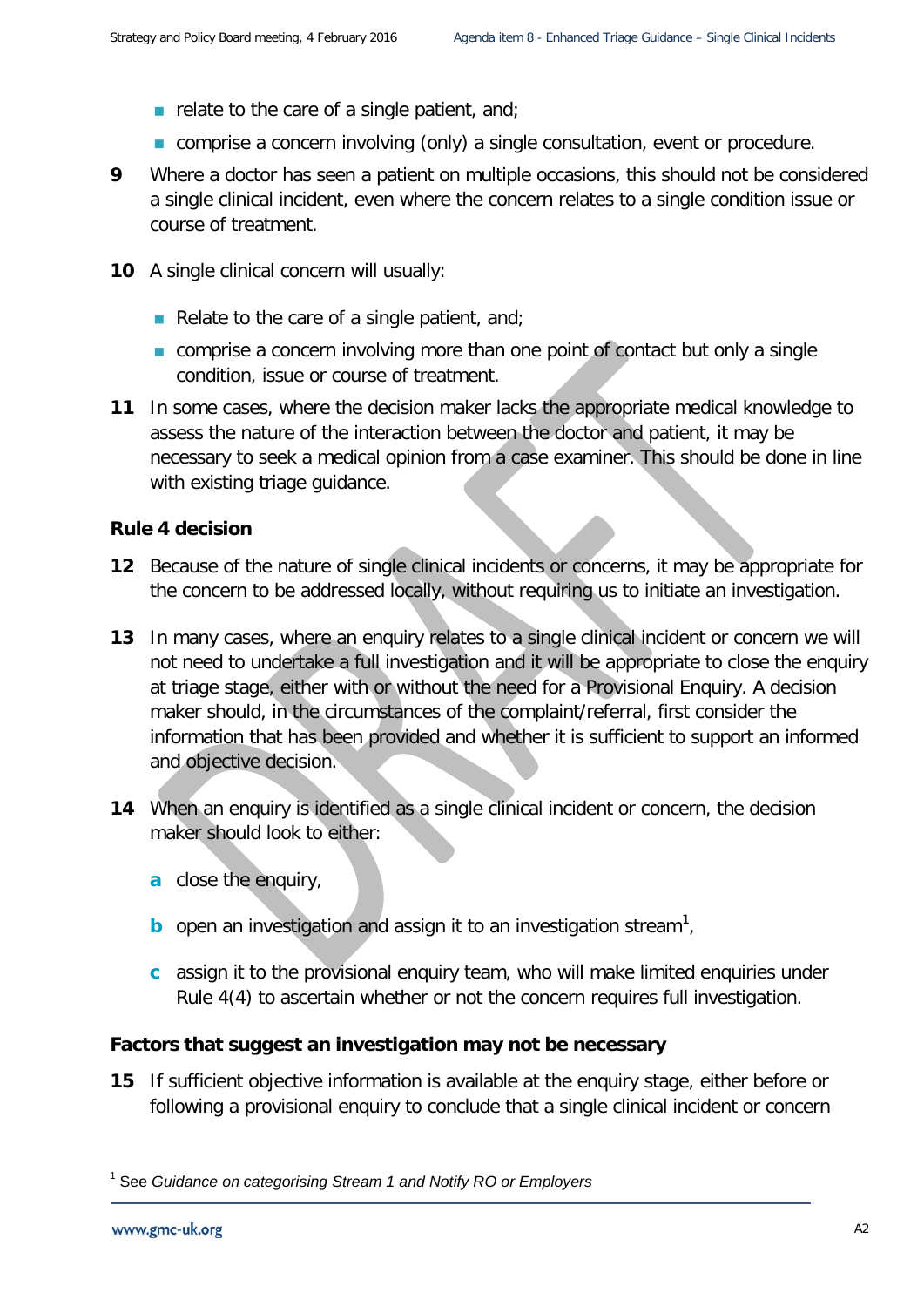- relate to the care of a single patient, and;
- comprise a concern involving (only) a single consultation, event or procedure.

**9** Where a doctor has seen a patient on multiple occasions, this should not be considered a single clinical incident, even where the concern relates to a single condition issue or course of treatment.

**10** A single clinical concern will usually:

- Relate to the care of a single patient, and;
- comprise a concern involving more than one point of contact but only a single condition, issue or course of treatment.

**11** In some cases, where the decision maker lacks the appropriate medical knowledge to assess the nature of the interaction between the doctor and patient, it may be necessary to seek a medical opinion from a case examiner. This should be done in line with existing triage guidance.

**Rule 4 decision**

**12** Because of the nature of single clinical incidents or concerns, it may be appropriate for the concern to be addressed locally, without requiring us to initiate an investigation.

**13** In many cases, where an enquiry relates to a single clinical incident or concern we will not need to undertake a full investigation and it will be appropriate to close the enquiry at triage stage, either with or without the need for a Provisional Enquiry. A decision maker should, in the circumstances of the complaint/referral, first consider the information that has been provided and whether it is sufficient to support an informed and objective decision.

**14** When an enquiry is identified as a single clinical incident or concern, the decision maker should look to either:

**a** close the enquiry,

**b** open an investigation and assign it to an investigation stream[1],

**c** assign it to the provisional enquiry team, who will make limited enquiries under Rule 4(4) to ascertain whether or not the concern requires full investigation.

**Factors that suggest an investigation may not be necessary**

**15** If sufficient objective information is available at the enquiry stage, either before or following a provisional enquiry to conclude that a single clinical incident or concern

[1] See *Guidance on categorising Stream 1 and Notify RO or Employers*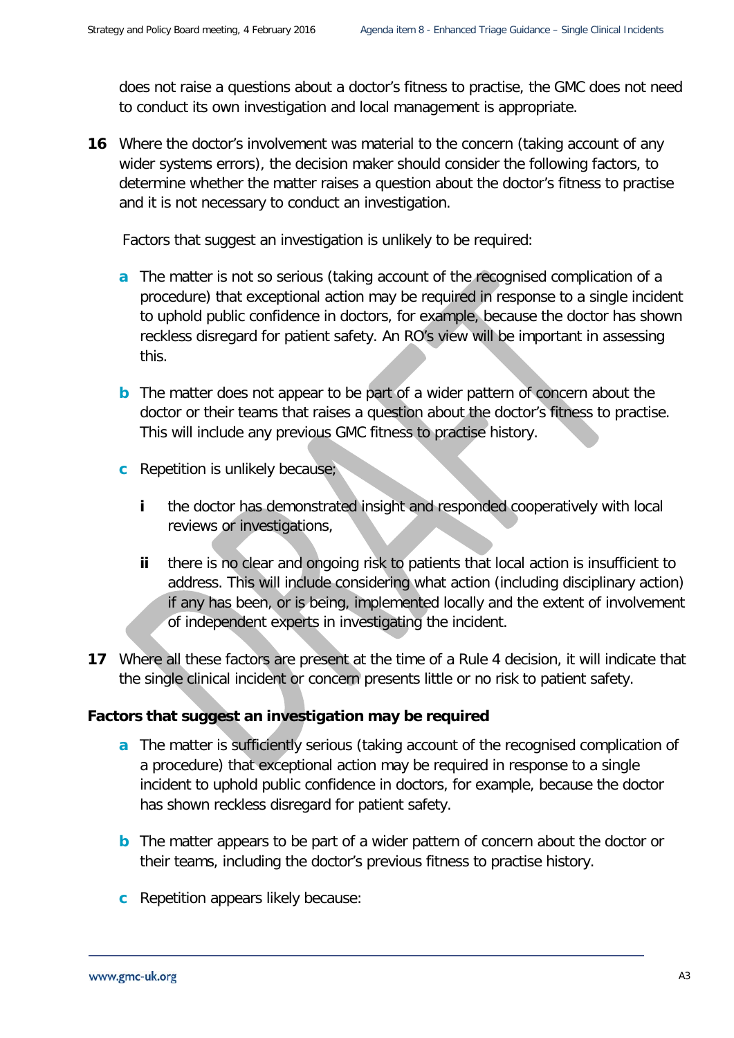does not raise a questions about a doctor's fitness to practise, the GMC does not need to conduct its own investigation and local management is appropriate.

**16** Where the doctor's involvement was material to the concern (taking account of any wider systems errors), the decision maker should consider the following factors, to determine whether the matter raises a question about the doctor's fitness to practise and it is not necessary to conduct an investigation.

Factors that suggest an investigation is unlikely to be required:

- **a** The matter is not so serious (taking account of the recognised complication of a procedure) that exceptional action may be required in response to a single incident to uphold public confidence in doctors, for example, because the doctor has shown reckless disregard for patient safety. An RO's view will be important in assessing this.
- **b** The matter does not appear to be part of a wider pattern of concern about the doctor or their teams that raises a question about the doctor's fitness to practise. This will include any previous GMC fitness to practise history.
- **c** Repetition is unlikely because;
  - **i** the doctor has demonstrated insight and responded cooperatively with local reviews or investigations,
  - **ii** there is no clear and ongoing risk to patients that local action is insufficient to address. This will include considering what action (including disciplinary action) if any has been, or is being, implemented locally and the extent of involvement of independent experts in investigating the incident.

**17** Where all these factors are present at the time of a Rule 4 decision, it will indicate that the single clinical incident or concern presents little or no risk to patient safety.

**Factors that suggest an investigation may be required**

- **a** The matter is sufficiently serious (taking account of the recognised complication of a procedure) that exceptional action may be required in response to a single incident to uphold public confidence in doctors, for example, because the doctor has shown reckless disregard for patient safety.
- **b** The matter appears to be part of a wider pattern of concern about the doctor or their teams, including the doctor's previous fitness to practise history.
- **c** Repetition appears likely because: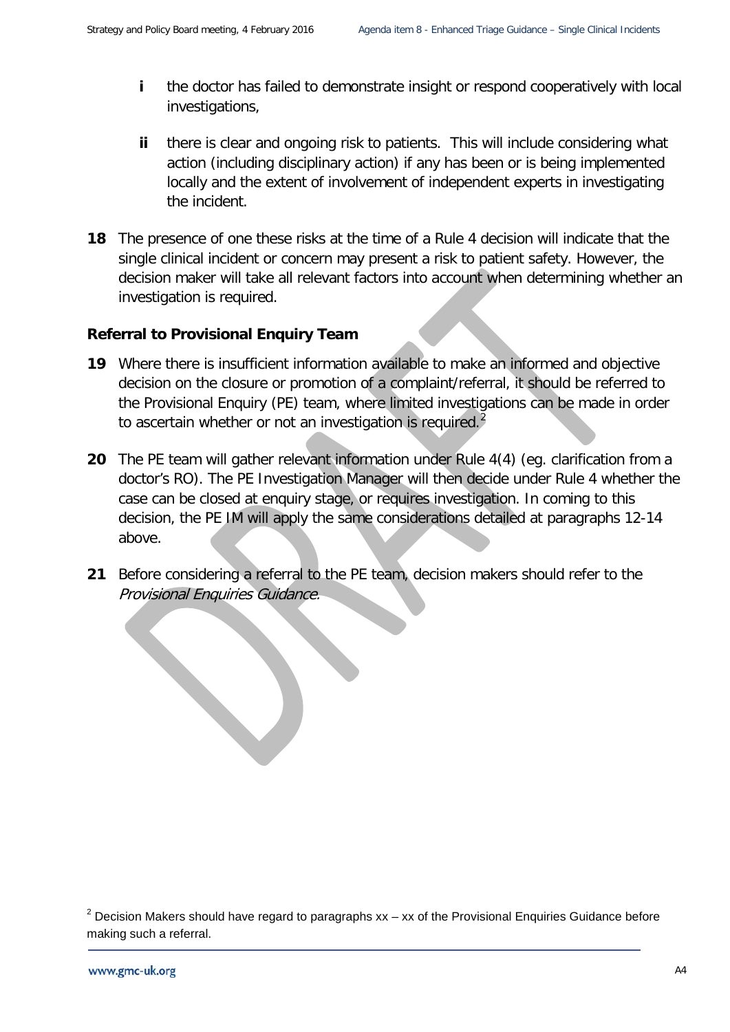**i** the doctor has failed to demonstrate insight or respond cooperatively with local investigations,

**ii** there is clear and ongoing risk to patients. This will include considering what action (including disciplinary action) if any has been or is being implemented locally and the extent of involvement of independent experts in investigating the incident.

**18** The presence of one these risks at the time of a Rule 4 decision will indicate that the single clinical incident or concern may present a risk to patient safety. However, the decision maker will take all relevant factors into account when determining whether an investigation is required.

### Referral to Provisional Enquiry Team

**19** Where there is insufficient information available to make an informed and objective decision on the closure or promotion of a complaint/referral, it should be referred to the Provisional Enquiry (PE) team, where limited investigations can be made in order to ascertain whether or not an investigation is required.[2]

**20** The PE team will gather relevant information under Rule 4(4) (eg. clarification from a doctor's RO). The PE Investigation Manager will then decide under Rule 4 whether the case can be closed at enquiry stage, or requires investigation. In coming to this decision, the PE IM will apply the same considerations detailed at paragraphs 12-14 above.

**21** Before considering a referral to the PE team, decision makers should refer to the *Provisional Enquiries Guidance.*

[2] Decision Makers should have regard to paragraphs xx – xx of the Provisional Enquiries Guidance before making such a referral.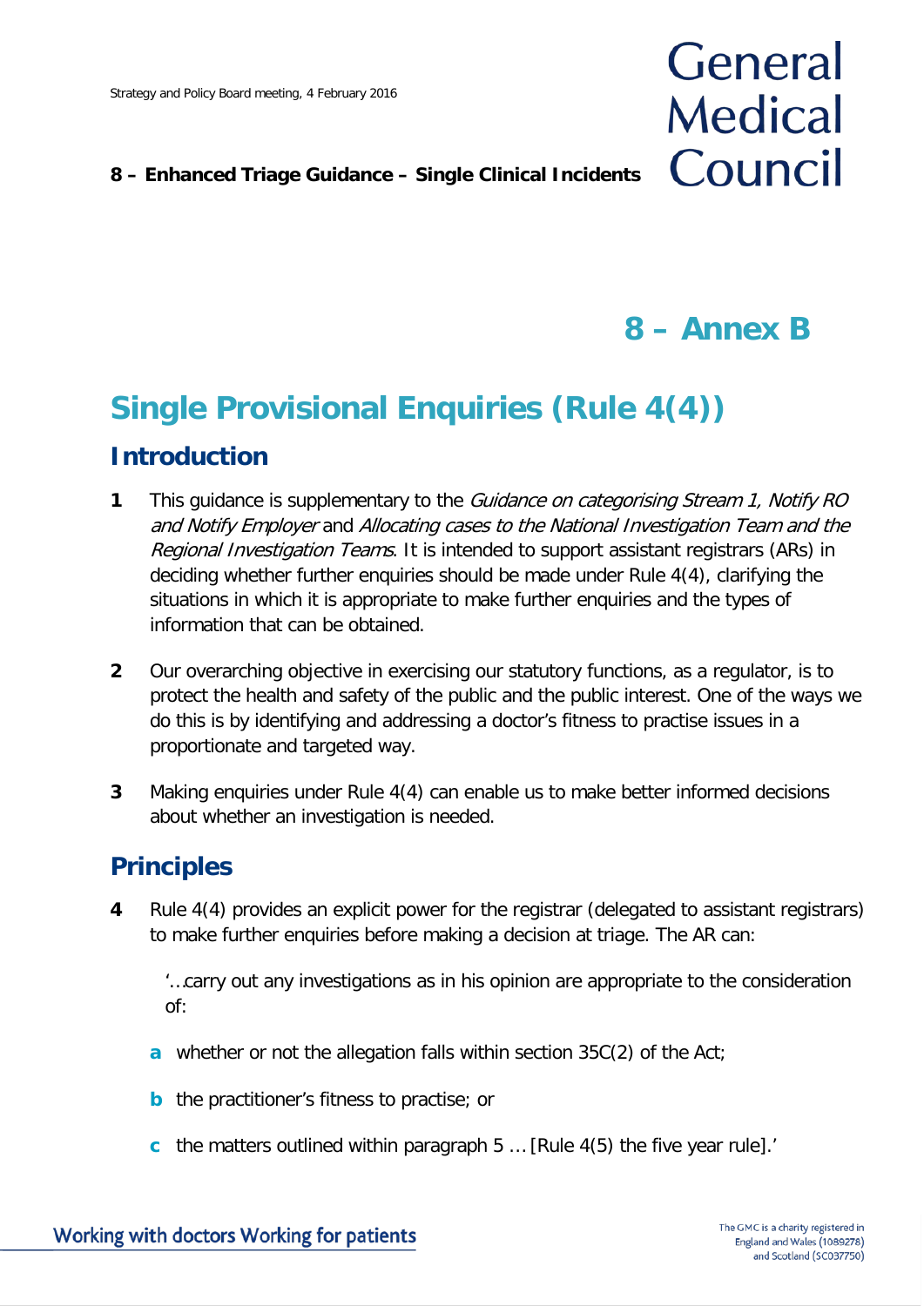# 8 – Annex B

# Single Provisional Enquiries (Rule 4(4))

## Introduction

**1** This guidance is supplementary to the *Guidance on categorising Stream 1, Notify RO and Notify Employer* and *Allocating cases to the National Investigation Team and the Regional Investigation Teams*. It is intended to support assistant registrars (ARs) in deciding whether further enquiries should be made under Rule 4(4), clarifying the situations in which it is appropriate to make further enquiries and the types of information that can be obtained.

**2** Our overarching objective in exercising our statutory functions, as a regulator, is to protect the health and safety of the public and the public interest. One of the ways we do this is by identifying and addressing a doctor's fitness to practise issues in a proportionate and targeted way.

**3** Making enquiries under Rule 4(4) can enable us to make better informed decisions about whether an investigation is needed.

## Principles

**4** Rule 4(4) provides an explicit power for the registrar (delegated to assistant registrars) to make further enquiries before making a decision at triage. The AR can:

> '…carry out any investigations as in his opinion are appropriate to the consideration of:
>
> **a** whether or not the allegation falls within section 35C(2) of the Act;
>
> **b** the practitioner's fitness to practise; or
>
> **c** the matters outlined within paragraph 5 … [Rule 4(5) the five year rule].'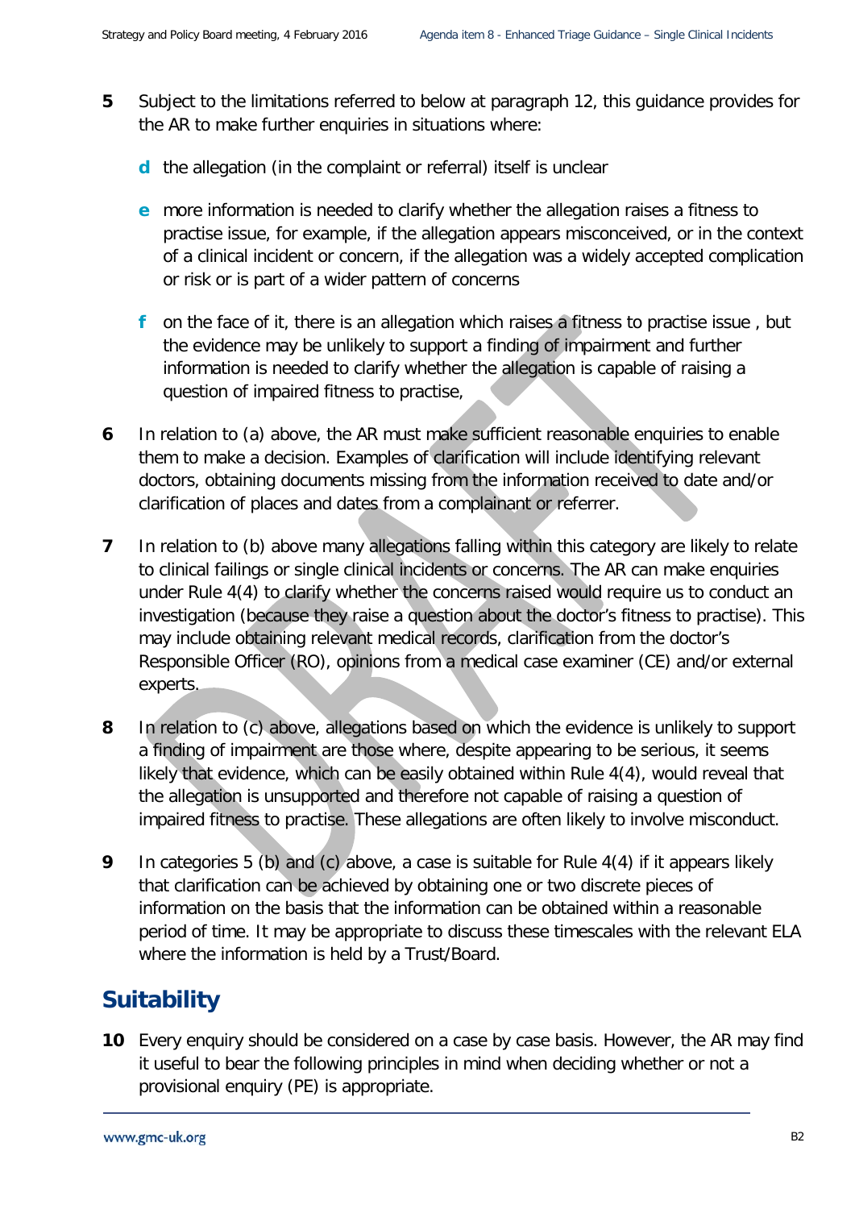**5** Subject to the limitations referred to below at paragraph 12, this guidance provides for the AR to make further enquiries in situations where:

- **d** the allegation (in the complaint or referral) itself is unclear
- **e** more information is needed to clarify whether the allegation raises a fitness to practise issue, for example, if the allegation appears misconceived, or in the context of a clinical incident or concern, if the allegation was a widely accepted complication or risk or is part of a wider pattern of concerns
- **f** on the face of it, there is an allegation which raises a fitness to practise issue , but the evidence may be unlikely to support a finding of impairment and further information is needed to clarify whether the allegation is capable of raising a question of impaired fitness to practise,

**6** In relation to (a) above, the AR must make sufficient reasonable enquiries to enable them to make a decision. Examples of clarification will include identifying relevant doctors, obtaining documents missing from the information received to date and/or clarification of places and dates from a complainant or referrer.

**7** In relation to (b) above many allegations falling within this category are likely to relate to clinical failings or single clinical incidents or concerns. The AR can make enquiries under Rule 4(4) to clarify whether the concerns raised would require us to conduct an investigation (because they raise a question about the doctor's fitness to practise). This may include obtaining relevant medical records, clarification from the doctor's Responsible Officer (RO), opinions from a medical case examiner (CE) and/or external experts.

**8** In relation to (c) above, allegations based on which the evidence is unlikely to support a finding of impairment are those where, despite appearing to be serious, it seems likely that evidence, which can be easily obtained within Rule 4(4), would reveal that the allegation is unsupported and therefore not capable of raising a question of impaired fitness to practise. These allegations are often likely to involve misconduct.

**9** In categories 5 (b) and (c) above, a case is suitable for Rule 4(4) if it appears likely that clarification can be achieved by obtaining one or two discrete pieces of information on the basis that the information can be obtained within a reasonable period of time. It may be appropriate to discuss these timescales with the relevant ELA where the information is held by a Trust/Board.

## Suitability

**10** Every enquiry should be considered on a case by case basis. However, the AR may find it useful to bear the following principles in mind when deciding whether or not a provisional enquiry (PE) is appropriate.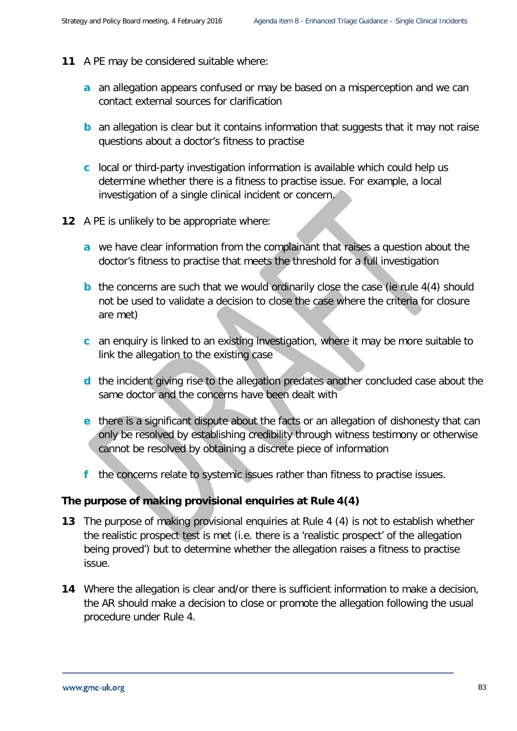**11** A PE may be considered suitable where:

- **a** an allegation appears confused or may be based on a misperception and we can contact external sources for clarification
- **b** an allegation is clear but it contains information that suggests that it may not raise questions about a doctor's fitness to practise
- **c** local or third-party investigation information is available which could help us determine whether there is a fitness to practise issue. For example, a local investigation of a single clinical incident or concern.

**12** A PE is unlikely to be appropriate where:

- **a** we have clear information from the complainant that raises a question about the doctor's fitness to practise that meets the threshold for a full investigation
- **b** the concerns are such that we would ordinarily close the case (ie rule 4(4) should not be used to validate a decision to close the case where the criteria for closure are met)
- **c** an enquiry is linked to an existing investigation, where it may be more suitable to link the allegation to the existing case
- **d** the incident giving rise to the allegation predates another concluded case about the same doctor and the concerns have been dealt with
- **e** there is a significant dispute about the facts or an allegation of dishonesty that can only be resolved by establishing credibility through witness testimony or otherwise cannot be resolved by obtaining a discrete piece of information
- **f** the concerns relate to systemic issues rather than fitness to practise issues.

### The purpose of making provisional enquiries at Rule 4(4)

**13** The purpose of making provisional enquiries at Rule 4 (4) is not to establish whether the realistic prospect test is met (i.e. there is a 'realistic prospect' of the allegation being proved') but to determine whether the allegation raises a fitness to practise issue.

**14** Where the allegation is clear and/or there is sufficient information to make a decision, the AR should make a decision to close or promote the allegation following the usual procedure under Rule 4.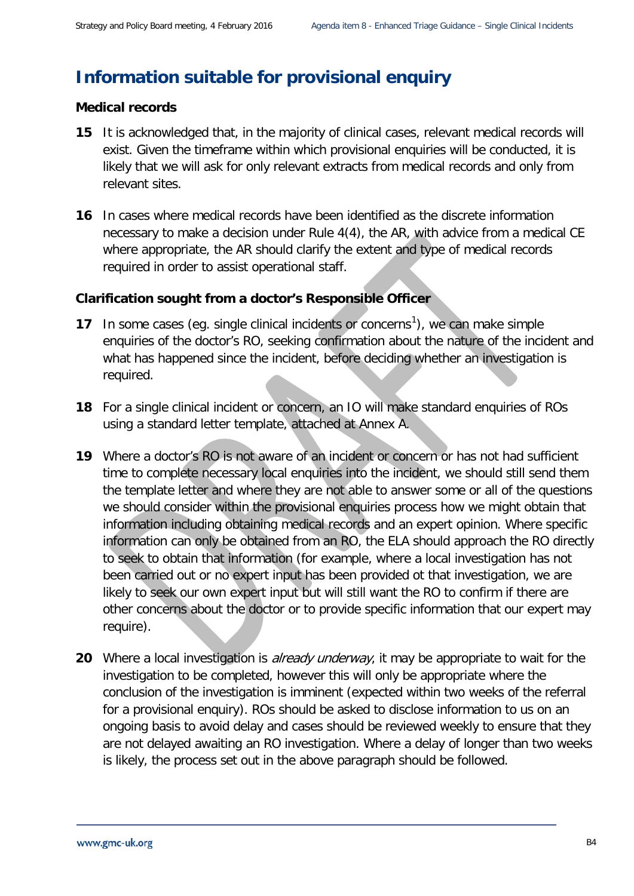# Information suitable for provisional enquiry

### Medical records

**15** It is acknowledged that, in the majority of clinical cases, relevant medical records will exist. Given the timeframe within which provisional enquiries will be conducted, it is likely that we will ask for only relevant extracts from medical records and only from relevant sites.

**16** In cases where medical records have been identified as the discrete information necessary to make a decision under Rule 4(4), the AR, with advice from a medical CE where appropriate, the AR should clarify the extent and type of medical records required in order to assist operational staff.

### Clarification sought from a doctor's Responsible Officer

**17** In some cases (eg. single clinical incidents or concerns[1]), we can make simple enquiries of the doctor's RO, seeking confirmation about the nature of the incident and what has happened since the incident, before deciding whether an investigation is required.

**18** For a single clinical incident or concern, an IO will make standard enquiries of ROs using a standard letter template, attached at Annex A.

**19** Where a doctor's RO is not aware of an incident or concern or has not had sufficient time to complete necessary local enquiries into the incident, we should still send them the template letter and where they are not able to answer some or all of the questions we should consider within the provisional enquiries process how we might obtain that information including obtaining medical records and an expert opinion. Where specific information can only be obtained from an RO, the ELA should approach the RO directly to seek to obtain that information (for example, where a local investigation has not been carried out or no expert input has been provided ot that investigation, we are likely to seek our own expert input but will still want the RO to confirm if there are other concerns about the doctor or to provide specific information that our expert may require).

**20** Where a local investigation is *already underway*, it may be appropriate to wait for the investigation to be completed, however this will only be appropriate where the conclusion of the investigation is imminent (expected within two weeks of the referral for a provisional enquiry). ROs should be asked to disclose information to us on an ongoing basis to avoid delay and cases should be reviewed weekly to ensure that they are not delayed awaiting an RO investigation. Where a delay of longer than two weeks is likely, the process set out in the above paragraph should be followed.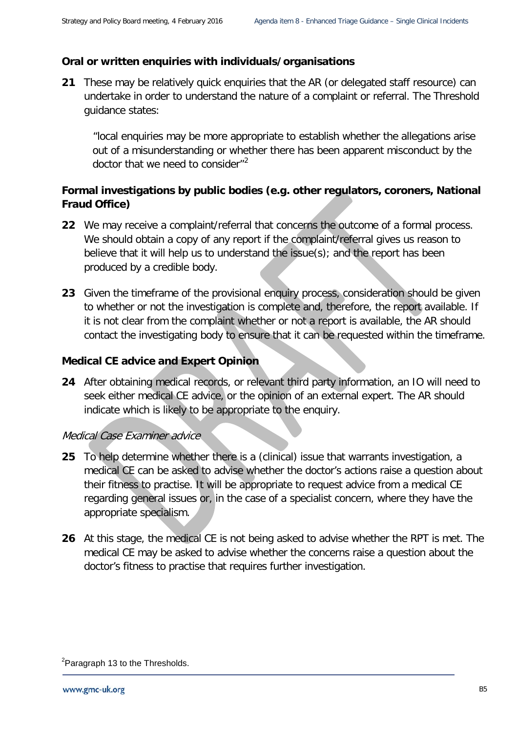**Oral or written enquiries with individuals/organisations**

**21** These may be relatively quick enquiries that the AR (or delegated staff resource) can undertake in order to understand the nature of a complaint or referral. The Threshold guidance states:

> "local enquiries may be more appropriate to establish whether the allegations arise out of a misunderstanding or whether there has been apparent misconduct by the doctor that we need to consider"[2]

**Formal investigations by public bodies (e.g. other regulators, coroners, National Fraud Office)**

**22** We may receive a complaint/referral that concerns the outcome of a formal process. We should obtain a copy of any report if the complaint/referral gives us reason to believe that it will help us to understand the issue(s); and the report has been produced by a credible body.

**23** Given the timeframe of the provisional enquiry process, consideration should be given to whether or not the investigation is complete and, therefore, the report available. If it is not clear from the complaint whether or not a report is available, the AR should contact the investigating body to ensure that it can be requested within the timeframe.

**Medical CE advice and Expert Opinion**

**24** After obtaining medical records, or relevant third party information, an IO will need to seek either medical CE advice, or the opinion of an external expert. The AR should indicate which is likely to be appropriate to the enquiry.

*Medical Case Examiner advice*

**25** To help determine whether there is a (clinical) issue that warrants investigation, a medical CE can be asked to advise whether the doctor's actions raise a question about their fitness to practise. It will be appropriate to request advice from a medical CE regarding general issues or, in the case of a specialist concern, where they have the appropriate specialism.

**26** At this stage, the medical CE is not being asked to advise whether the RPT is met. The medical CE may be asked to advise whether the concerns raise a question about the doctor's fitness to practise that requires further investigation.

[2] Paragraph 13 to the Thresholds.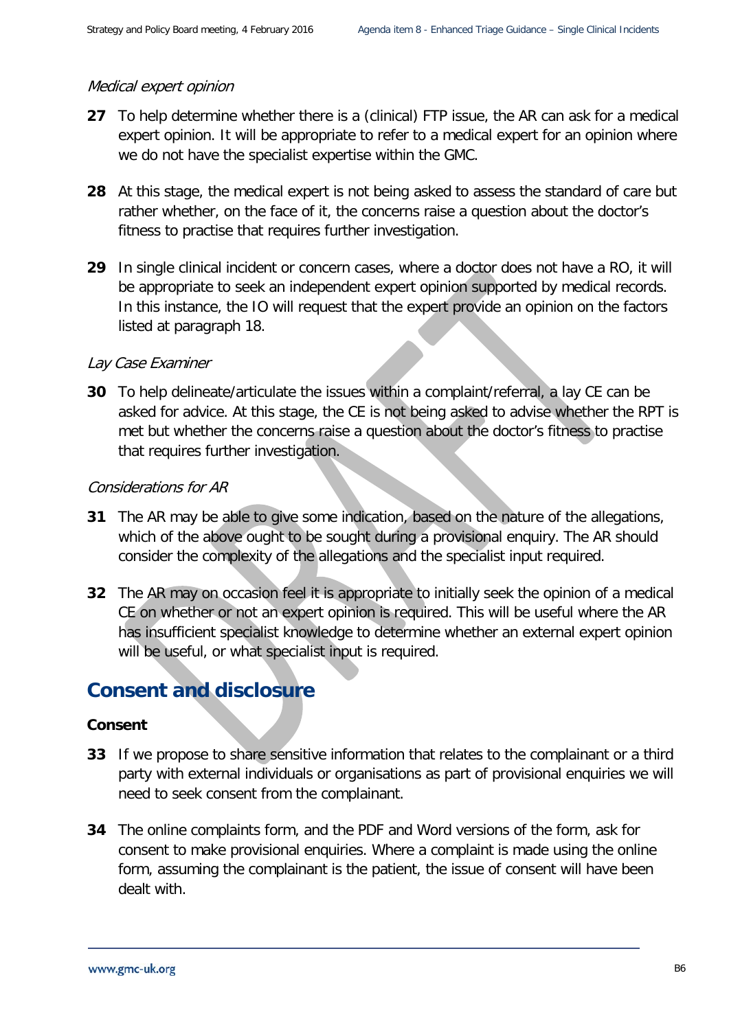*Medical expert opinion*

**27** To help determine whether there is a (clinical) FTP issue, the AR can ask for a medical expert opinion. It will be appropriate to refer to a medical expert for an opinion where we do not have the specialist expertise within the GMC.

**28** At this stage, the medical expert is not being asked to assess the standard of care but rather whether, on the face of it, the concerns raise a question about the doctor's fitness to practise that requires further investigation.

**29** In single clinical incident or concern cases, where a doctor does not have a RO, it will be appropriate to seek an independent expert opinion supported by medical records. In this instance, the IO will request that the expert provide an opinion on the factors listed at paragraph 18.

*Lay Case Examiner*

**30** To help delineate/articulate the issues within a complaint/referral, a lay CE can be asked for advice. At this stage, the CE is not being asked to advise whether the RPT is met but whether the concerns raise a question about the doctor's fitness to practise that requires further investigation.

*Considerations for AR*

**31** The AR may be able to give some indication, based on the nature of the allegations, which of the above ought to be sought during a provisional enquiry. The AR should consider the complexity of the allegations and the specialist input required.

**32** The AR may on occasion feel it is appropriate to initially seek the opinion of a medical CE on whether or not an expert opinion is required. This will be useful where the AR has insufficient specialist knowledge to determine whether an external expert opinion will be useful, or what specialist input is required.

## Consent and disclosure

**Consent**

**33** If we propose to share sensitive information that relates to the complainant or a third party with external individuals or organisations as part of provisional enquiries we will need to seek consent from the complainant.

**34** The online complaints form, and the PDF and Word versions of the form, ask for consent to make provisional enquiries. Where a complaint is made using the online form, assuming the complainant is the patient, the issue of consent will have been dealt with.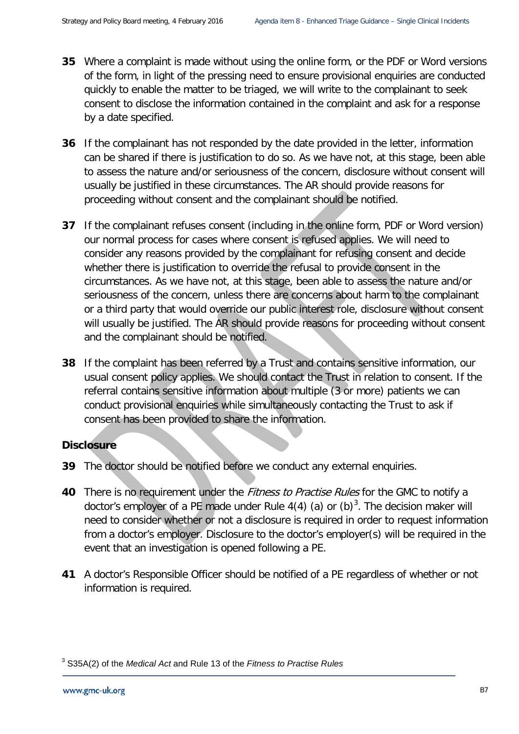**35** Where a complaint is made without using the online form, or the PDF or Word versions of the form, in light of the pressing need to ensure provisional enquiries are conducted quickly to enable the matter to be triaged, we will write to the complainant to seek consent to disclose the information contained in the complaint and ask for a response by a date specified.

**36** If the complainant has not responded by the date provided in the letter, information can be shared if there is justification to do so. As we have not, at this stage, been able to assess the nature and/or seriousness of the concern, disclosure without consent will usually be justified in these circumstances. The AR should provide reasons for proceeding without consent and the complainant should be notified.

**37** If the complainant refuses consent (including in the online form, PDF or Word version) our normal process for cases where consent is refused applies. We will need to consider any reasons provided by the complainant for refusing consent and decide whether there is justification to override the refusal to provide consent in the circumstances. As we have not, at this stage, been able to assess the nature and/or seriousness of the concern, unless there are concerns about harm to the complainant or a third party that would override our public interest role, disclosure without consent will usually be justified. The AR should provide reasons for proceeding without consent and the complainant should be notified.

**38** If the complaint has been referred by a Trust and contains sensitive information, our usual consent policy applies. We should contact the Trust in relation to consent. If the referral contains sensitive information about multiple (3 or more) patients we can conduct provisional enquiries while simultaneously contacting the Trust to ask if consent has been provided to share the information.

## Disclosure

**39** The doctor should be notified before we conduct any external enquiries.

**40** There is no requirement under the *Fitness to Practise Rules* for the GMC to notify a doctor's employer of a PE made under Rule 4(4) (a) or (b)[3]. The decision maker will need to consider whether or not a disclosure is required in order to request information from a doctor's employer. Disclosure to the doctor's employer(s) will be required in the event that an investigation is opened following a PE.

**41** A doctor's Responsible Officer should be notified of a PE regardless of whether or not information is required.

[3] S35A(2) of the *Medical Act* and Rule 13 of the *Fitness to Practise Rules*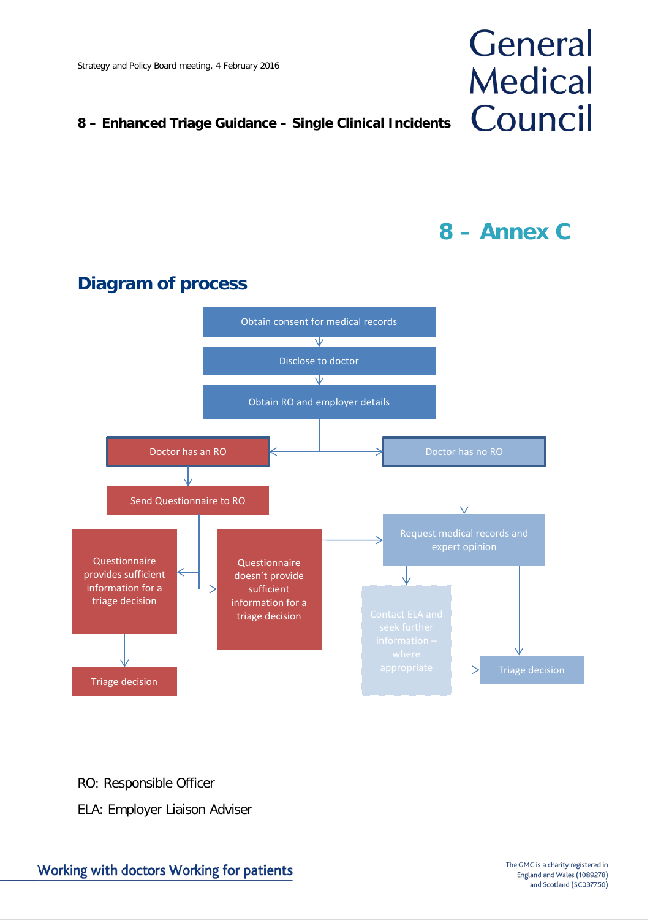# 8 – Annex C

## Diagram of process

Obtain consent for medical records

Disclose to doctor

Obtain RO and employer details

Doctor has an RO

Doctor has no RO

Send Questionnaire to RO

Questionnaire provides sufficient information for a triage decision

Questionnaire doesn't provide sufficient information for a triage decision

Request medical records and expert opinion

Contact ELA and seek further information – where appropriate

Triage decision

Triage decision

RO: Responsible Officer

ELA: Employer Liaison Adviser